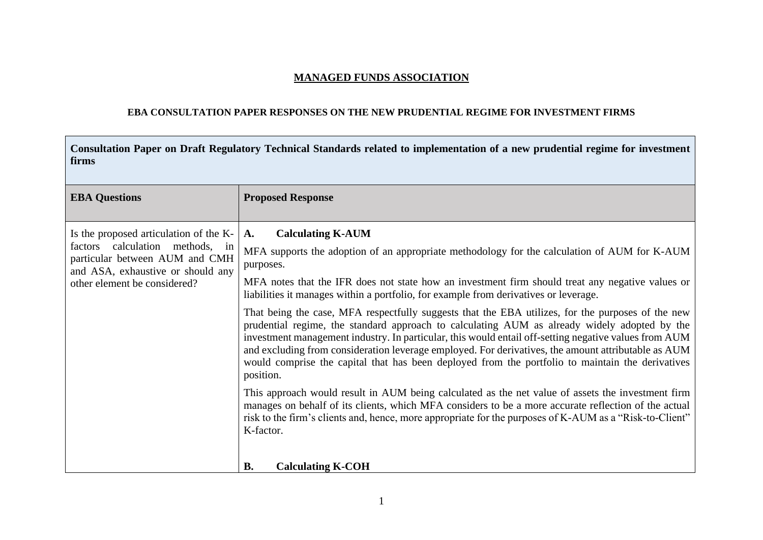**<u>MANAGED FUNDS ASSOCIATION</u>**

**EBA CONSULTATION PAPER RESPONSES ON THE NEW PRUDENTIAL REGIME FOR INVESTMENT FIRMS**

| **Consultation Paper on Draft Regulatory Technical Standards related to implementation of a new prudential regime for investment firms** | |
|---|---|
| **EBA Questions** | **Proposed Response** |
| Is the proposed articulation of the K-factors calculation methods, in particular between AUM and CMH and ASA, exhaustive or should any other element be considered? | **A. Calculating K-AUM**<br><br>MFA supports the adoption of an appropriate methodology for the calculation of AUM for K-AUM purposes.<br><br>MFA notes that the IFR does not state how an investment firm should treat any negative values or liabilities it manages within a portfolio, for example from derivatives or leverage.<br><br>That being the case, MFA respectfully suggests that the EBA utilizes, for the purposes of the new prudential regime, the standard approach to calculating AUM as already widely adopted by the investment management industry. In particular, this would entail off-setting negative values from AUM and excluding from consideration leverage employed. For derivatives, the amount attributable as AUM would comprise the capital that has been deployed from the portfolio to maintain the derivatives position.<br><br>This approach would result in AUM being calculated as the net value of assets the investment firm manages on behalf of its clients, which MFA considers to be a more accurate reflection of the actual risk to the firm's clients and, hence, more appropriate for the purposes of K-AUM as a "Risk-to-Client" K-factor.<br><br>**B. Calculating K-COH** |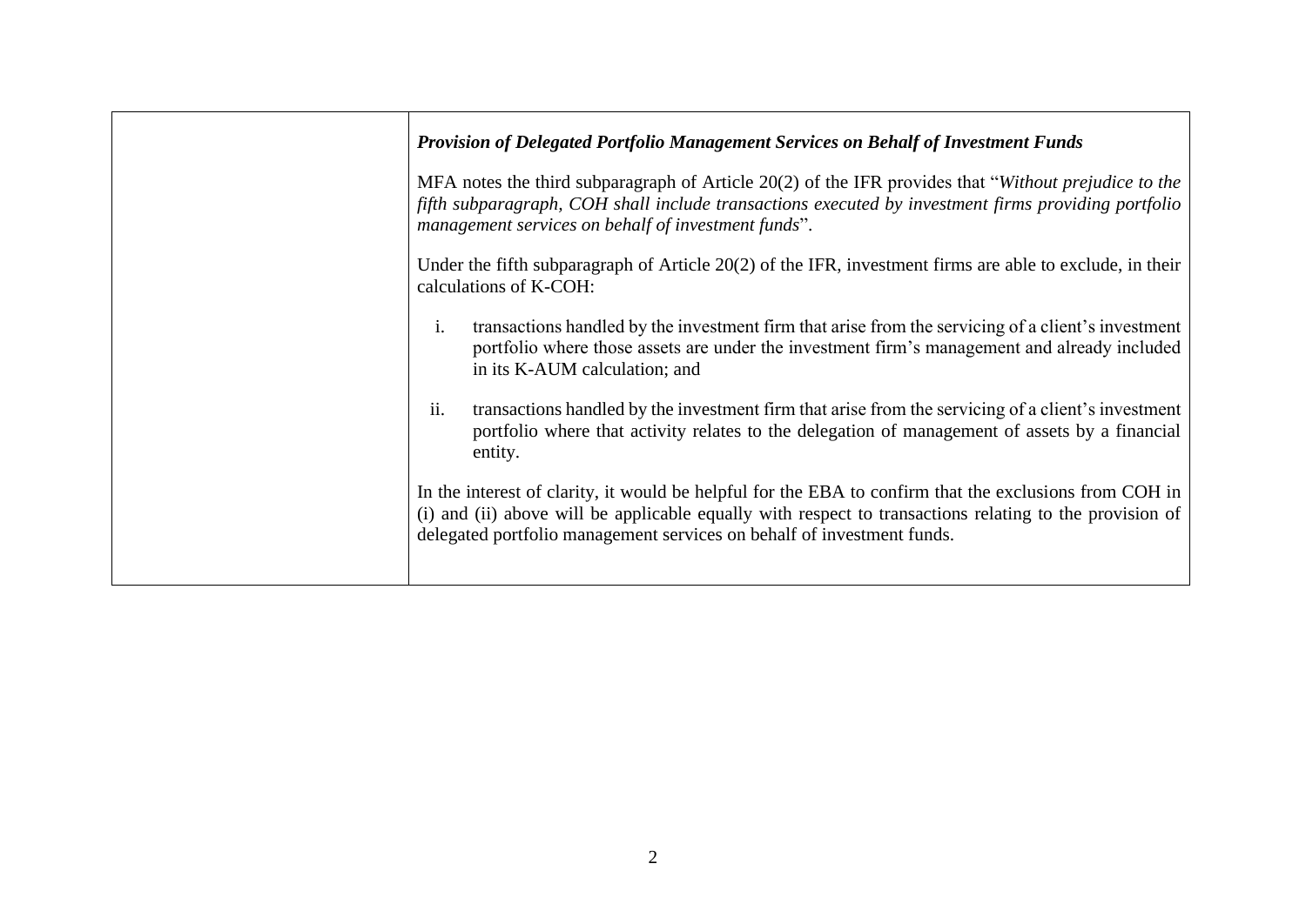| | ***Provision of Delegated Portfolio Management Services on Behalf of Investment Funds***<br><br>MFA notes the third subparagraph of Article 20(2) of the IFR provides that "*Without prejudice to the fifth subparagraph, COH shall include transactions executed by investment firms providing portfolio management services on behalf of investment funds*".<br><br>Under the fifth subparagraph of Article 20(2) of the IFR, investment firms are able to exclude, in their calculations of K-COH:<br><br>i. transactions handled by the investment firm that arise from the servicing of a client's investment portfolio where those assets are under the investment firm's management and already included in its K-AUM calculation; and<br><br>ii. transactions handled by the investment firm that arise from the servicing of a client's investment portfolio where that activity relates to the delegation of management of assets by a financial entity.<br><br>In the interest of clarity, it would be helpful for the EBA to confirm that the exclusions from COH in (i) and (ii) above will be applicable equally with respect to transactions relating to the provision of delegated portfolio management services on behalf of investment funds. |
|---|---|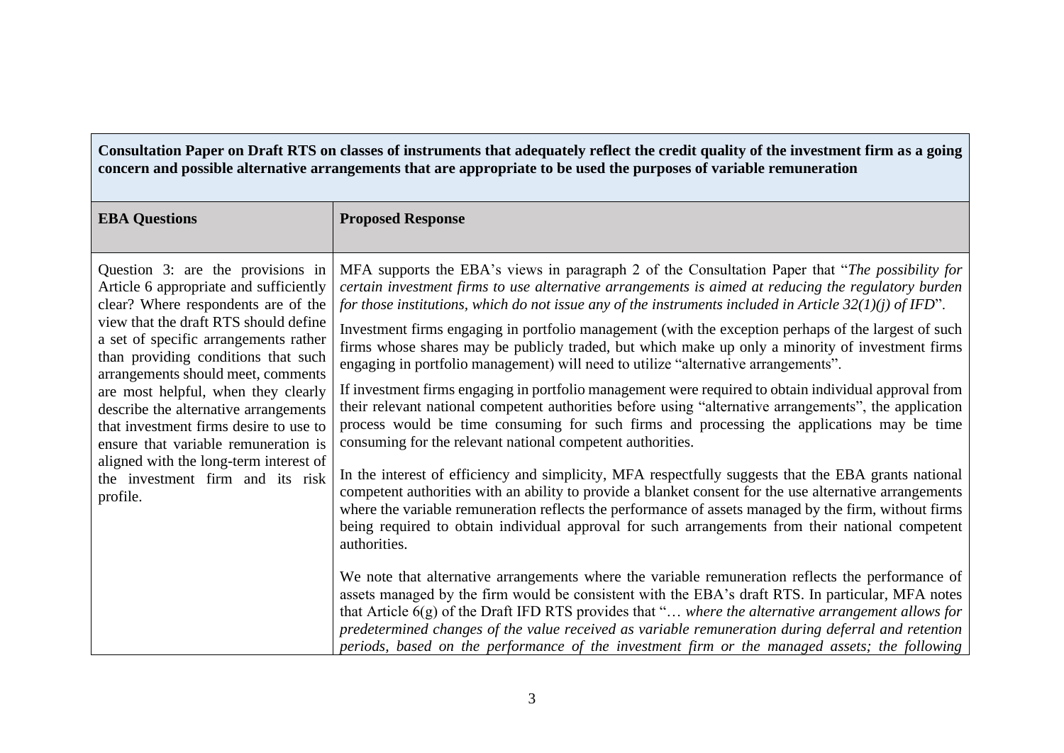| **Consultation Paper on Draft RTS on classes of instruments that adequately reflect the credit quality of the investment firm as a going concern and possible alternative arrangements that are appropriate to be used the purposes of variable remuneration** | |
|---|---|
| **EBA Questions** | **Proposed Response** |
| Question 3: are the provisions in Article 6 appropriate and sufficiently clear? Where respondents are of the view that the draft RTS should define a set of specific arrangements rather than providing conditions that such arrangements should meet, comments are most helpful, when they clearly describe the alternative arrangements that investment firms desire to use to ensure that variable remuneration is aligned with the long-term interest of the investment firm and its risk profile. | MFA supports the EBA's views in paragraph 2 of the Consultation Paper that "*The possibility for certain investment firms to use alternative arrangements is aimed at reducing the regulatory burden for those institutions, which do not issue any of the instruments included in Article 32(1)(j) of IFD*".<br><br>Investment firms engaging in portfolio management (with the exception perhaps of the largest of such firms whose shares may be publicly traded, but which make up only a minority of investment firms engaging in portfolio management) will need to utilize "alternative arrangements".<br><br>If investment firms engaging in portfolio management were required to obtain individual approval from their relevant national competent authorities before using "alternative arrangements", the application process would be time consuming for such firms and processing the applications may be time consuming for the relevant national competent authorities.<br><br>In the interest of efficiency and simplicity, MFA respectfully suggests that the EBA grants national competent authorities with an ability to provide a blanket consent for the use alternative arrangements where the variable remuneration reflects the performance of assets managed by the firm, without firms being required to obtain individual approval for such arrangements from their national competent authorities.<br><br>We note that alternative arrangements where the variable remuneration reflects the performance of assets managed by the firm would be consistent with the EBA's draft RTS. In particular, MFA notes that Article 6(g) of the Draft IFD RTS provides that "… *where the alternative arrangement allows for predetermined changes of the value received as variable remuneration during deferral and retention periods, based on the performance of the investment firm or the managed assets; the following* |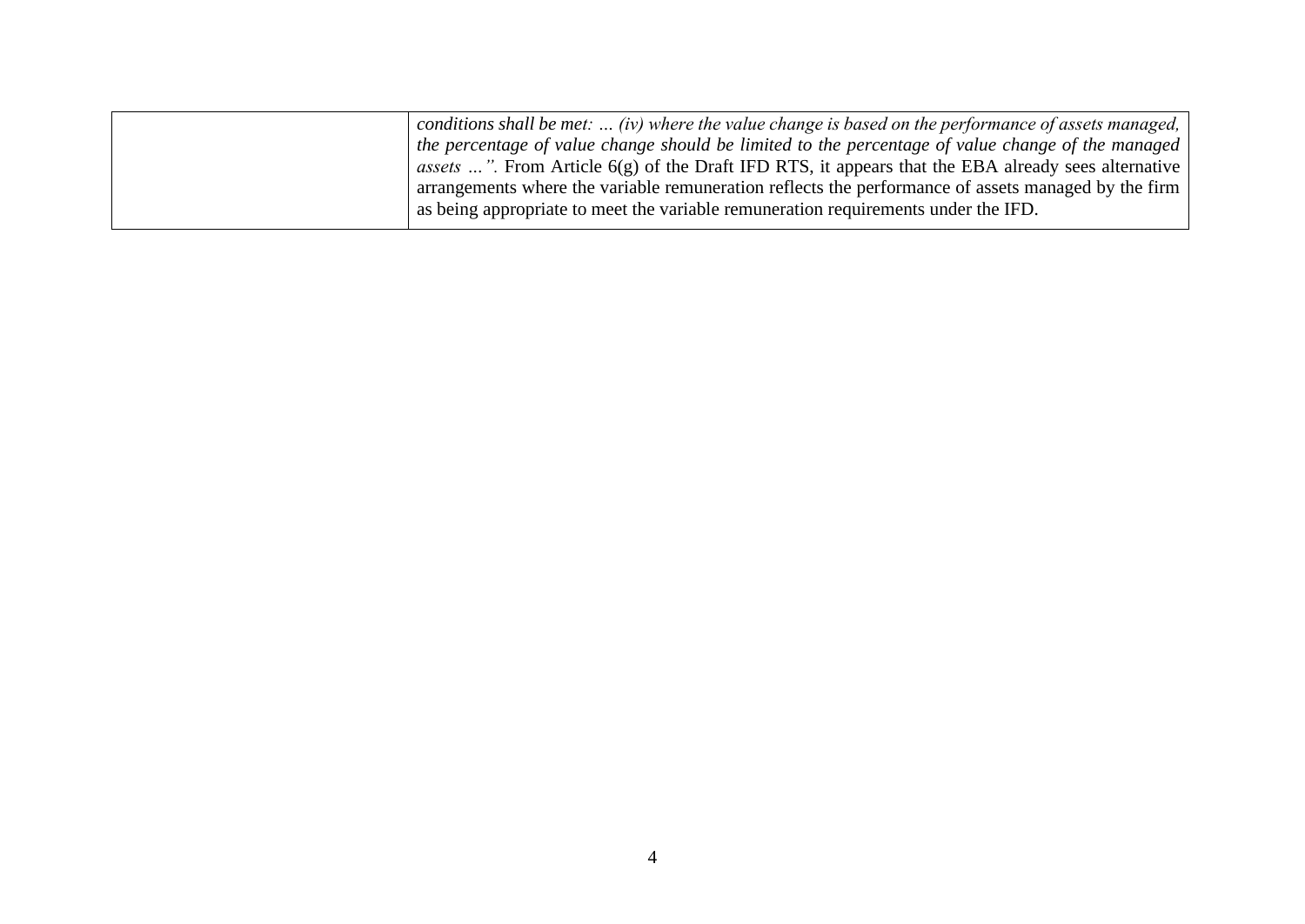| | |
| --- | --- |
| | *conditions shall be met: … (iv) where the value change is based on the performance of assets managed, the percentage of value change should be limited to the percentage of value change of the managed assets …".* From Article 6(g) of the Draft IFD RTS, it appears that the EBA already sees alternative arrangements where the variable remuneration reflects the performance of assets managed by the firm as being appropriate to meet the variable remuneration requirements under the IFD. |